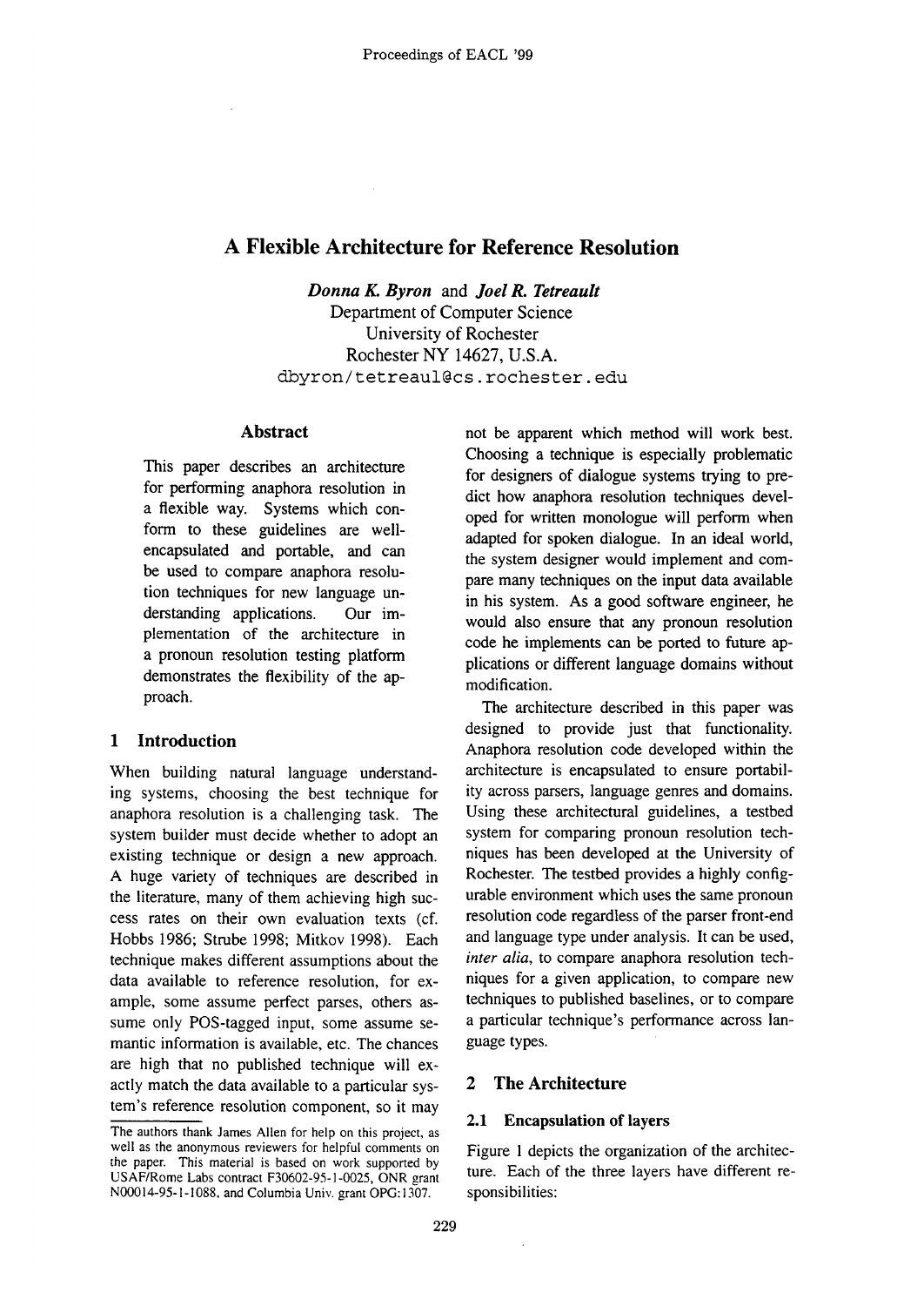# A Flexible Architecture for Reference Resolution

***Donna K. Byron*** and ***Joel R. Tetreault***
Department of Computer Science
University of Rochester
Rochester NY 14627, U.S.A.
dbyron/tetreaul@cs.rochester.edu

## Abstract

This paper describes an architecture for performing anaphora resolution in a flexible way. Systems which conform to these guidelines are well-encapsulated and portable, and can be used to compare anaphora resolution techniques for new language understanding applications. Our implementation of the architecture in a pronoun resolution testing platform demonstrates the flexibility of the approach.

## 1 Introduction

When building natural language understanding systems, choosing the best technique for anaphora resolution is a challenging task. The system builder must decide whether to adopt an existing technique or design a new approach. A huge variety of techniques are described in the literature, many of them achieving high success rates on their own evaluation texts (cf. Hobbs 1986; Strube 1998; Mitkov 1998). Each technique makes different assumptions about the data available to reference resolution, for example, some assume perfect parses, others assume only POS-tagged input, some assume semantic information is available, etc. The chances are high that no published technique will exactly match the data available to a particular system's reference resolution component, so it may not be apparent which method will work best. Choosing a technique is especially problematic for designers of dialogue systems trying to predict how anaphora resolution techniques developed for written monologue will perform when adapted for spoken dialogue. In an ideal world, the system designer would implement and compare many techniques on the input data available in his system. As a good software engineer, he would also ensure that any pronoun resolution code he implements can be ported to future applications or different language domains without modification.

The architecture described in this paper was designed to provide just that functionality. Anaphora resolution code developed within the architecture is encapsulated to ensure portability across parsers, language genres and domains. Using these architectural guidelines, a testbed system for comparing pronoun resolution techniques has been developed at the University of Rochester. The testbed provides a highly configurable environment which uses the same pronoun resolution code regardless of the parser front-end and language type under analysis. It can be used, *inter alia*, to compare anaphora resolution techniques for a given application, to compare new techniques to published baselines, or to compare a particular technique's performance across language types.

## 2 The Architecture

### 2.1 Encapsulation of layers

Figure 1 depicts the organization of the architecture. Each of the three layers have different responsibilities:

The authors thank James Allen for help on this project, as well as the anonymous reviewers for helpful comments on the paper. This material is based on work supported by USAF/Rome Labs contract F30602-95-1-0025, ONR grant N00014-95-1-1088, and Columbia Univ. grant OPG:1307.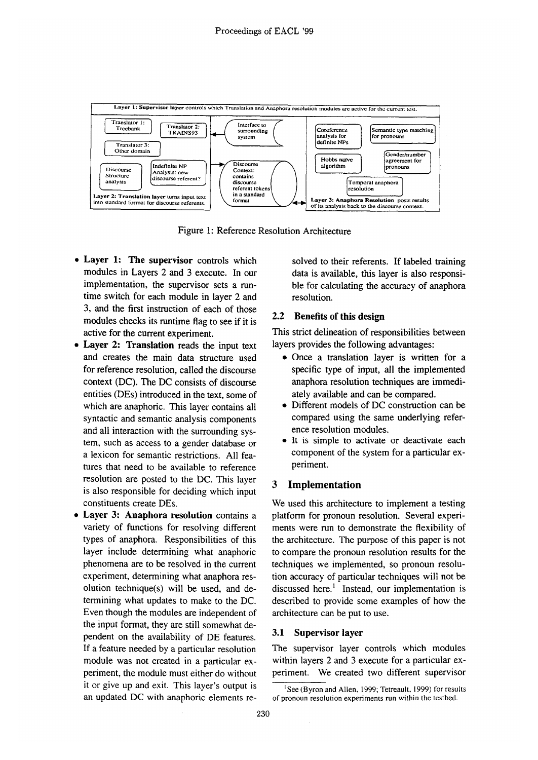Figure 1: Reference Resolution Architecture

- **Layer 1: The supervisor** controls which modules in Layers 2 and 3 execute. In our implementation, the supervisor sets a runtime switch for each module in layer 2 and 3, and the first instruction of each of those modules checks its runtime flag to see if it is active for the current experiment.
- **Layer 2: Translation** reads the input text and creates the main data structure used for reference resolution, called the discourse context (DC). The DC consists of discourse entities (DEs) introduced in the text, some of which are anaphoric. This layer contains all syntactic and semantic analysis components and all interaction with the surrounding system, such as access to a gender database or a lexicon for semantic restrictions. All features that need to be available to reference resolution are posted to the DC. This layer is also responsible for deciding which input constituents create DEs.
- **Layer 3: Anaphora resolution** contains a variety of functions for resolving different types of anaphora. Responsibilities of this layer include determining what anaphoric phenomena are to be resolved in the current experiment, determining what anaphora resolution technique(s) will be used, and determining what updates to make to the DC. Even though the modules are independent of the input format, they are still somewhat dependent on the availability of DE features. If a feature needed by a particular resolution module was not created in a particular experiment, the module must either do without it or give up and exit. This layer's output is an updated DC with anaphoric elements resolved to their referents. If labeled training data is available, this layer is also responsible for calculating the accuracy of anaphora resolution.

## 2.2 Benefits of this design

This strict delineation of responsibilities between layers provides the following advantages:

- Once a translation layer is written for a specific type of input, all the implemented anaphora resolution techniques are immediately available and can be compared.
- Different models of DC construction can be compared using the same underlying reference resolution modules.
- It is simple to activate or deactivate each component of the system for a particular experiment.

# 3 Implementation

We used this architecture to implement a testing platform for pronoun resolution. Several experiments were run to demonstrate the flexibility of the architecture. The purpose of this paper is not to compare the pronoun resolution results for the techniques we implemented, so pronoun resolution accuracy of particular techniques will not be discussed here.[1] Instead, our implementation is described to provide some examples of how the architecture can be put to use.

## 3.1 Supervisor layer

The supervisor layer controls which modules within layers 2 and 3 execute for a particular experiment. We created two different supervisor

[1] See (Byron and Allen, 1999; Tetreault, 1999) for results of pronoun resolution experiments run within the testbed.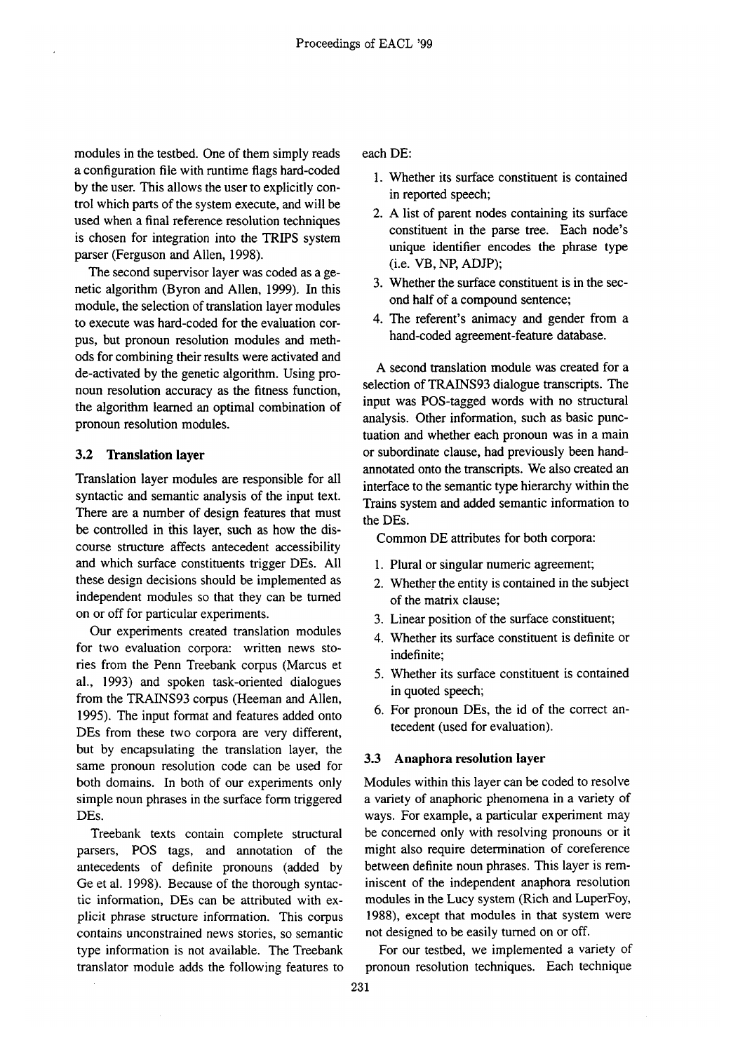modules in the testbed. One of them simply reads a configuration file with runtime flags hard-coded by the user. This allows the user to explicitly control which parts of the system execute, and will be used when a final reference resolution techniques is chosen for integration into the TRIPS system parser (Ferguson and Allen, 1998).

The second supervisor layer was coded as a genetic algorithm (Byron and Allen, 1999). In this module, the selection of translation layer modules to execute was hard-coded for the evaluation corpus, but pronoun resolution modules and methods for combining their results were activated and de-activated by the genetic algorithm. Using pronoun resolution accuracy as the fitness function, the algorithm learned an optimal combination of pronoun resolution modules.

### 3.2 Translation layer

Translation layer modules are responsible for all syntactic and semantic analysis of the input text. There are a number of design features that must be controlled in this layer, such as how the discourse structure affects antecedent accessibility and which surface constituents trigger DEs. All these design decisions should be implemented as independent modules so that they can be turned on or off for particular experiments.

Our experiments created translation modules for two evaluation corpora: written news stories from the Penn Treebank corpus (Marcus et al., 1993) and spoken task-oriented dialogues from the TRAINS93 corpus (Heeman and Allen, 1995). The input format and features added onto DEs from these two corpora are very different, but by encapsulating the translation layer, the same pronoun resolution code can be used for both domains. In both of our experiments only simple noun phrases in the surface form triggered DEs.

Treebank texts contain complete structural parsers, POS tags, and annotation of the antecedents of definite pronouns (added by Ge et al. 1998). Because of the thorough syntactic information, DEs can be attributed with explicit phrase structure information. This corpus contains unconstrained news stories, so semantic type information is not available. The Treebank translator module adds the following features to each DE:

1. Whether its surface constituent is contained in reported speech;
2. A list of parent nodes containing its surface constituent in the parse tree. Each node's unique identifier encodes the phrase type (i.e. VB, NP, ADJP);
3. Whether the surface constituent is in the second half of a compound sentence;
4. The referent's animacy and gender from a hand-coded agreement-feature database.

A second translation module was created for a selection of TRAINS93 dialogue transcripts. The input was POS-tagged words with no structural analysis. Other information, such as basic punctuation and whether each pronoun was in a main or subordinate clause, had previously been hand-annotated onto the transcripts. We also created an interface to the semantic type hierarchy within the Trains system and added semantic information to the DEs.

Common DE attributes for both corpora:

1. Plural or singular numeric agreement;
2. Whether the entity is contained in the subject of the matrix clause;
3. Linear position of the surface constituent;
4. Whether its surface constituent is definite or indefinite;
5. Whether its surface constituent is contained in quoted speech;
6. For pronoun DEs, the id of the correct antecedent (used for evaluation).

### 3.3 Anaphora resolution layer

Modules within this layer can be coded to resolve a variety of anaphoric phenomena in a variety of ways. For example, a particular experiment may be concerned only with resolving pronouns or it might also require determination of coreference between definite noun phrases. This layer is reminiscent of the independent anaphora resolution modules in the Lucy system (Rich and LuperFoy, 1988), except that modules in that system were not designed to be easily turned on or off.

For our testbed, we implemented a variety of pronoun resolution techniques. Each technique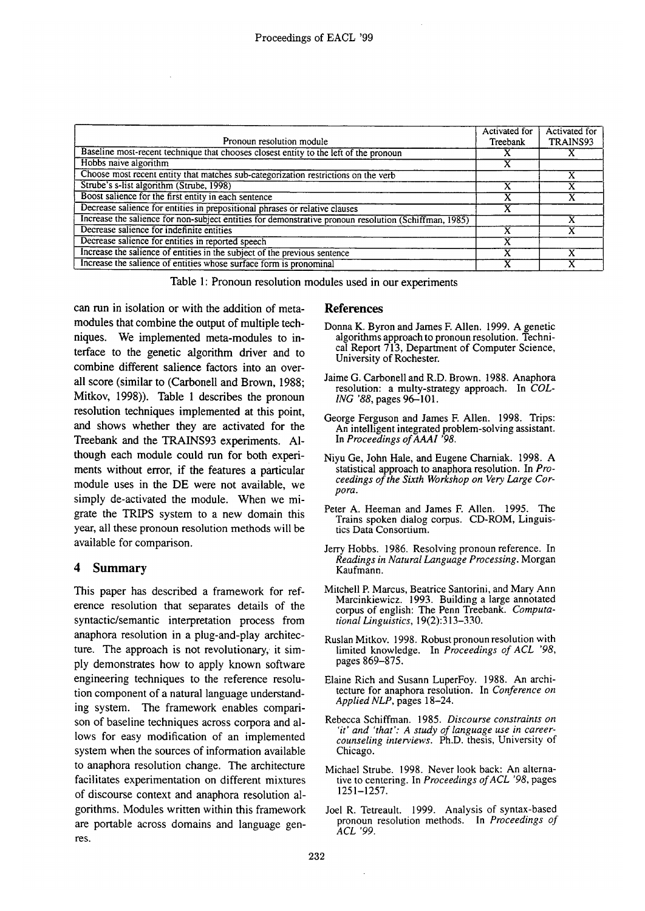| Pronoun resolution module | Activated for Treebank | Activated for TRAINS93 |
| --- | --- | --- |
| Baseline most-recent technique that chooses closest entity to the left of the pronoun | X | X |
| Hobbs naive algorithm | X | |
| Choose most recent entity that matches sub-categorization restrictions on the verb | | X |
| Strube's s-list algorithm (Strube, 1998) | X | X |
| Boost salience for the first entity in each sentence | X | X |
| Decrease salience for entities in prepositional phrases or relative clauses | X | |
| Increase the salience for non-subject entities for demonstrative pronoun resolution (Schiffman, 1985) | | X |
| Decrease salience for indefinite entities | X | X |
| Decrease salience for entities in reported speech | X | |
| Increase the salience of entities in the subject of the previous sentence | X | X |
| Increase the salience of entities whose surface form is pronominal | X | X |

Table 1: Pronoun resolution modules used in our experiments

can run in isolation or with the addition of meta-modules that combine the output of multiple techniques. We implemented meta-modules to interface to the genetic algorithm driver and to combine different salience factors into an overall score (similar to (Carbonell and Brown, 1988; Mitkov, 1998)). Table 1 describes the pronoun resolution techniques implemented at this point, and shows whether they are activated for the Treebank and the TRAINS93 experiments. Although each module could run for both experiments without error, if the features a particular module uses in the DE were not available, we simply de-activated the module. When we migrate the TRIPS system to a new domain this year, all these pronoun resolution methods will be available for comparison.

## 4 Summary

This paper has described a framework for reference resolution that separates details of the syntactic/semantic interpretation process from anaphora resolution in a plug-and-play architecture. The approach is not revolutionary, it simply demonstrates how to apply known software engineering techniques to the reference resolution component of a natural language understanding system. The framework enables comparison of baseline techniques across corpora and allows for easy modification of an implemented system when the sources of information available to anaphora resolution change. The architecture facilitates experimentation on different mixtures of discourse context and anaphora resolution algorithms. Modules written within this framework are portable across domains and language genres.

## References

Donna K. Byron and James F. Allen. 1999. A genetic algorithms approach to pronoun resolution. Technical Report 713, Department of Computer Science, University of Rochester.

Jaime G. Carbonell and R.D. Brown. 1988. Anaphora resolution: a multy-strategy approach. In *COLING '88*, pages 96–101.

George Ferguson and James F. Allen. 1998. Trips: An intelligent integrated problem-solving assistant. In *Proceedings of AAAI '98*.

Niyu Ge, John Hale, and Eugene Charniak. 1998. A statistical approach to anaphora resolution. In *Proceedings of the Sixth Workshop on Very Large Corpora*.

Peter A. Heeman and James F. Allen. 1995. The Trains spoken dialog corpus. CD-ROM, Linguistics Data Consortium.

Jerry Hobbs. 1986. Resolving pronoun reference. In *Readings in Natural Language Processing*. Morgan Kaufmann.

Mitchell P. Marcus, Beatrice Santorini, and Mary Ann Marcinkiewicz. 1993. Building a large annotated corpus of english: The Penn Treebank. *Computational Linguistics*, 19(2):313–330.

Ruslan Mitkov. 1998. Robust pronoun resolution with limited knowledge. In *Proceedings of ACL '98*, pages 869–875.

Elaine Rich and Susann LuperFoy. 1988. An architecture for anaphora resolution. In *Conference on Applied NLP*, pages 18–24.

Rebecca Schiffman. 1985. *Discourse constraints on 'it' and 'that': A study of language use in career-counseling interviews*. Ph.D. thesis, University of Chicago.

Michael Strube. 1998. Never look back: An alternative to centering. In *Proceedings of ACL '98*, pages 1251–1257.

Joel R. Tetreault. 1999. Analysis of syntax-based pronoun resolution methods. In *Proceedings of ACL '99*.